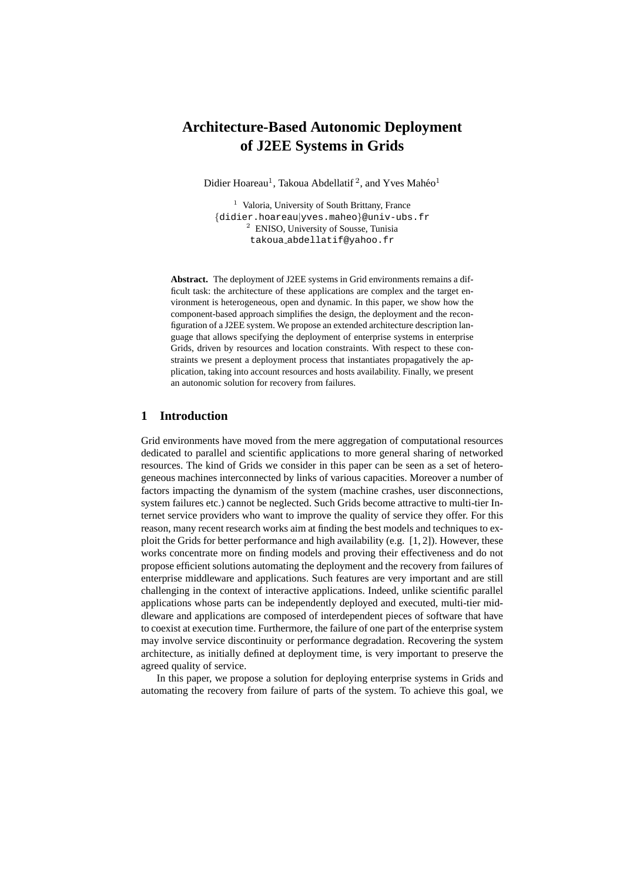# Architecture-Based Autonomic Deployment of J2EE Systems in Grids

Didier Hoareau[1], Takoua Abdellatif[2], and Yves Mahéo[1]

[1] Valoria, University of South Brittany, France
{didier.hoareau|yves.maheo}@univ-ubs.fr
[2] ENISO, University of Sousse, Tunisia
takoua_abdellatif@yahoo.fr

**Abstract.** The deployment of J2EE systems in Grid environments remains a difficult task: the architecture of these applications are complex and the target environment is heterogeneous, open and dynamic. In this paper, we show how the component-based approach simplifies the design, the deployment and the reconfiguration of a J2EE system. We propose an extended architecture description language that allows specifying the deployment of enterprise systems in enterprise Grids, driven by resources and location constraints. With respect to these constraints we present a deployment process that instantiates propagatively the application, taking into account resources and hosts availability. Finally, we present an autonomic solution for recovery from failures.

## 1 Introduction

Grid environments have moved from the mere aggregation of computational resources dedicated to parallel and scientific applications to more general sharing of networked resources. The kind of Grids we consider in this paper can be seen as a set of heterogeneous machines interconnected by links of various capacities. Moreover a number of factors impacting the dynamism of the system (machine crashes, user disconnections, system failures etc.) cannot be neglected. Such Grids become attractive to multi-tier Internet service providers who want to improve the quality of service they offer. For this reason, many recent research works aim at finding the best models and techniques to exploit the Grids for better performance and high availability (e.g. [1, 2]). However, these works concentrate more on finding models and proving their effectiveness and do not propose efficient solutions automating the deployment and the recovery from failures of enterprise middleware and applications. Such features are very important and are still challenging in the context of interactive applications. Indeed, unlike scientific parallel applications whose parts can be independently deployed and executed, multi-tier middleware and applications are composed of interdependent pieces of software that have to coexist at execution time. Furthermore, the failure of one part of the enterprise system may involve service discontinuity or performance degradation. Recovering the system architecture, as initially defined at deployment time, is very important to preserve the agreed quality of service.

In this paper, we propose a solution for deploying enterprise systems in Grids and automating the recovery from failure of parts of the system. To achieve this goal, we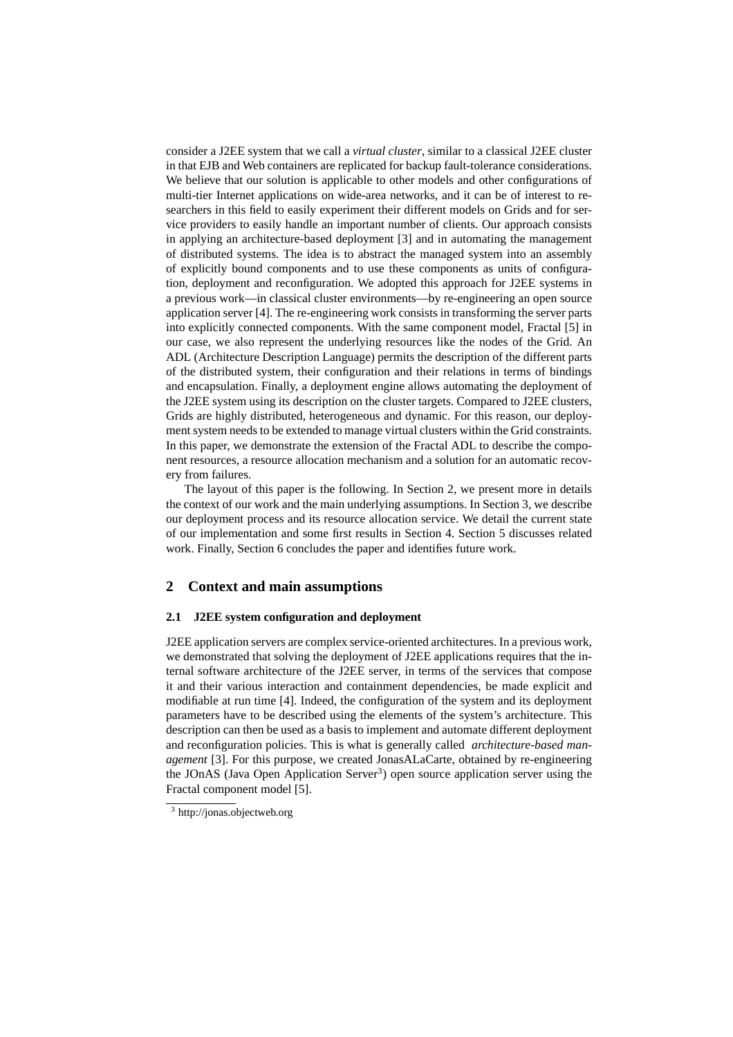consider a J2EE system that we call a *virtual cluster*, similar to a classical J2EE cluster in that EJB and Web containers are replicated for backup fault-tolerance considerations. We believe that our solution is applicable to other models and other configurations of multi-tier Internet applications on wide-area networks, and it can be of interest to researchers in this field to easily experiment their different models on Grids and for service providers to easily handle an important number of clients. Our approach consists in applying an architecture-based deployment [3] and in automating the management of distributed systems. The idea is to abstract the managed system into an assembly of explicitly bound components and to use these components as units of configuration, deployment and reconfiguration. We adopted this approach for J2EE systems in a previous work—in classical cluster environments—by re-engineering an open source application server [4]. The re-engineering work consists in transforming the server parts into explicitly connected components. With the same component model, Fractal [5] in our case, we also represent the underlying resources like the nodes of the Grid. An ADL (Architecture Description Language) permits the description of the different parts of the distributed system, their configuration and their relations in terms of bindings and encapsulation. Finally, a deployment engine allows automating the deployment of the J2EE system using its description on the cluster targets. Compared to J2EE clusters, Grids are highly distributed, heterogeneous and dynamic. For this reason, our deployment system needs to be extended to manage virtual clusters within the Grid constraints. In this paper, we demonstrate the extension of the Fractal ADL to describe the component resources, a resource allocation mechanism and a solution for an automatic recovery from failures.

The layout of this paper is the following. In Section 2, we present more in details the context of our work and the main underlying assumptions. In Section 3, we describe our deployment process and its resource allocation service. We detail the current state of our implementation and some first results in Section 4. Section 5 discusses related work. Finally, Section 6 concludes the paper and identifies future work.

## 2 Context and main assumptions

### 2.1 J2EE system configuration and deployment

J2EE application servers are complex service-oriented architectures. In a previous work, we demonstrated that solving the deployment of J2EE applications requires that the internal software architecture of the J2EE server, in terms of the services that compose it and their various interaction and containment dependencies, be made explicit and modifiable at run time [4]. Indeed, the configuration of the system and its deployment parameters have to be described using the elements of the system's architecture. This description can then be used as a basis to implement and automate different deployment and reconfiguration policies. This is what is generally called *architecture-based management* [3]. For this purpose, we created JonasALaCarte, obtained by re-engineering the JOnAS (Java Open Application Server[3]) open source application server using the Fractal component model [5].

[3] http://jonas.objectweb.org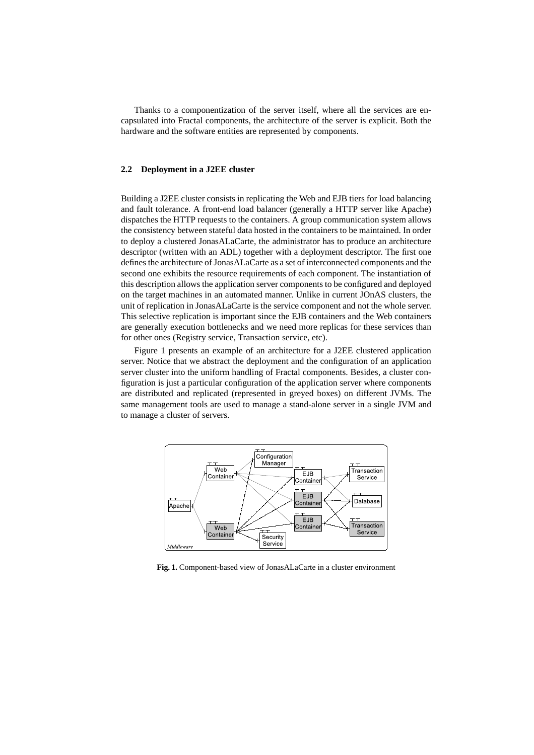Thanks to a componentization of the server itself, where all the services are encapsulated into Fractal components, the architecture of the server is explicit. Both the hardware and the software entities are represented by components.

### 2.2 Deployment in a J2EE cluster

Building a J2EE cluster consists in replicating the Web and EJB tiers for load balancing and fault tolerance. A front-end load balancer (generally a HTTP server like Apache) dispatches the HTTP requests to the containers. A group communication system allows the consistency between stateful data hosted in the containers to be maintained. In order to deploy a clustered JonasALaCarte, the administrator has to produce an architecture descriptor (written with an ADL) together with a deployment descriptor. The first one defines the architecture of JonasALaCarte as a set of interconnected components and the second one exhibits the resource requirements of each component. The instantiation of this description allows the application server components to be configured and deployed on the target machines in an automated manner. Unlike in current JOnAS clusters, the unit of replication in JonasALaCarte is the service component and not the whole server. This selective replication is important since the EJB containers and the Web containers are generally execution bottlenecks and we need more replicas for these services than for other ones (Registry service, Transaction service, etc).

Figure 1 presents an example of an architecture for a J2EE clustered application server. Notice that we abstract the deployment and the configuration of an application server cluster into the uniform handling of Fractal components. Besides, a cluster configuration is just a particular configuration of the application server where components are distributed and replicated (represented in greyed boxes) on different JVMs. The same management tools are used to manage a stand-alone server in a single JVM and to manage a cluster of servers.

**Fig. 1.** Component-based view of JonasALaCarte in a cluster environment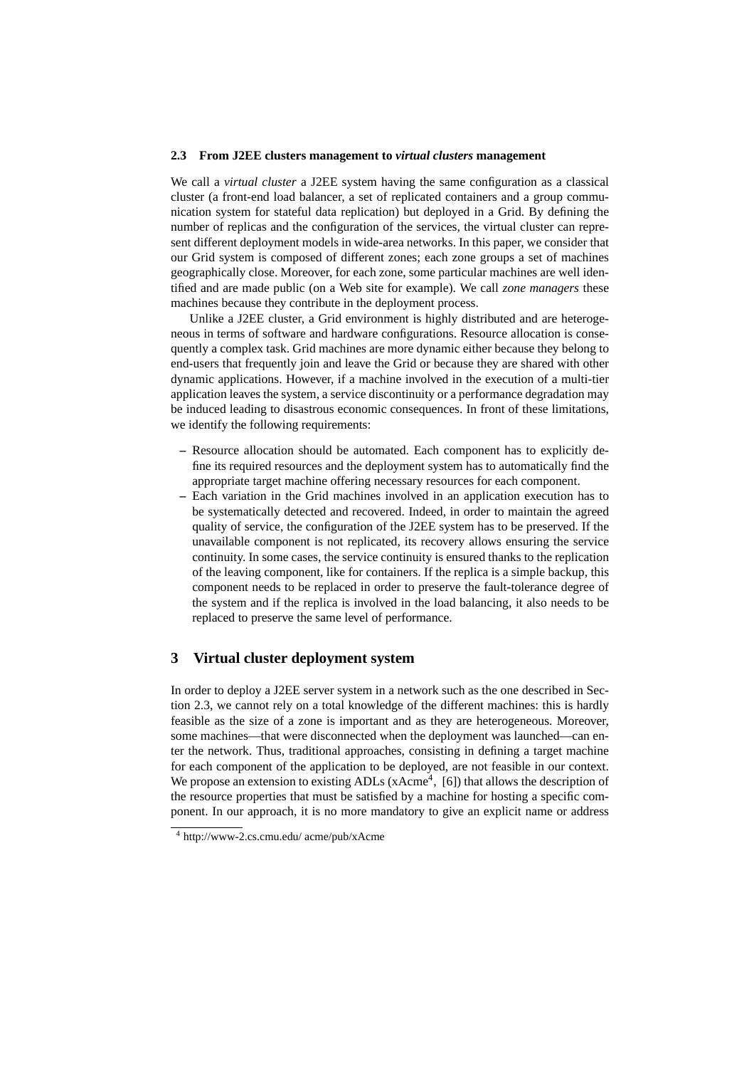### 2.3 From J2EE clusters management to *virtual clusters* management

We call a *virtual cluster* a J2EE system having the same configuration as a classical cluster (a front-end load balancer, a set of replicated containers and a group communication system for stateful data replication) but deployed in a Grid. By defining the number of replicas and the configuration of the services, the virtual cluster can represent different deployment models in wide-area networks. In this paper, we consider that our Grid system is composed of different zones; each zone groups a set of machines geographically close. Moreover, for each zone, some particular machines are well identified and are made public (on a Web site for example). We call *zone managers* these machines because they contribute in the deployment process.

Unlike a J2EE cluster, a Grid environment is highly distributed and are heterogeneous in terms of software and hardware configurations. Resource allocation is consequently a complex task. Grid machines are more dynamic either because they belong to end-users that frequently join and leave the Grid or because they are shared with other dynamic applications. However, if a machine involved in the execution of a multi-tier application leaves the system, a service discontinuity or a performance degradation may be induced leading to disastrous economic consequences. In front of these limitations, we identify the following requirements:

- Resource allocation should be automated. Each component has to explicitly define its required resources and the deployment system has to automatically find the appropriate target machine offering necessary resources for each component.
- Each variation in the Grid machines involved in an application execution has to be systematically detected and recovered. Indeed, in order to maintain the agreed quality of service, the configuration of the J2EE system has to be preserved. If the unavailable component is not replicated, its recovery allows ensuring the service continuity. In some cases, the service continuity is ensured thanks to the replication of the leaving component, like for containers. If the replica is a simple backup, this component needs to be replaced in order to preserve the fault-tolerance degree of the system and if the replica is involved in the load balancing, it also needs to be replaced to preserve the same level of performance.

## 3 Virtual cluster deployment system

In order to deploy a J2EE server system in a network such as the one described in Section 2.3, we cannot rely on a total knowledge of the different machines: this is hardly feasible as the size of a zone is important and as they are heterogeneous. Moreover, some machines—that were disconnected when the deployment was launched—can enter the network. Thus, traditional approaches, consisting in defining a target machine for each component of the application to be deployed, are not feasible in our context. We propose an extension to existing ADLs (xAcme[4], [6]) that allows the description of the resource properties that must be satisfied by a machine for hosting a specific component. In our approach, it is no more mandatory to give an explicit name or address

[4] http://www-2.cs.cmu.edu/ acme/pub/xAcme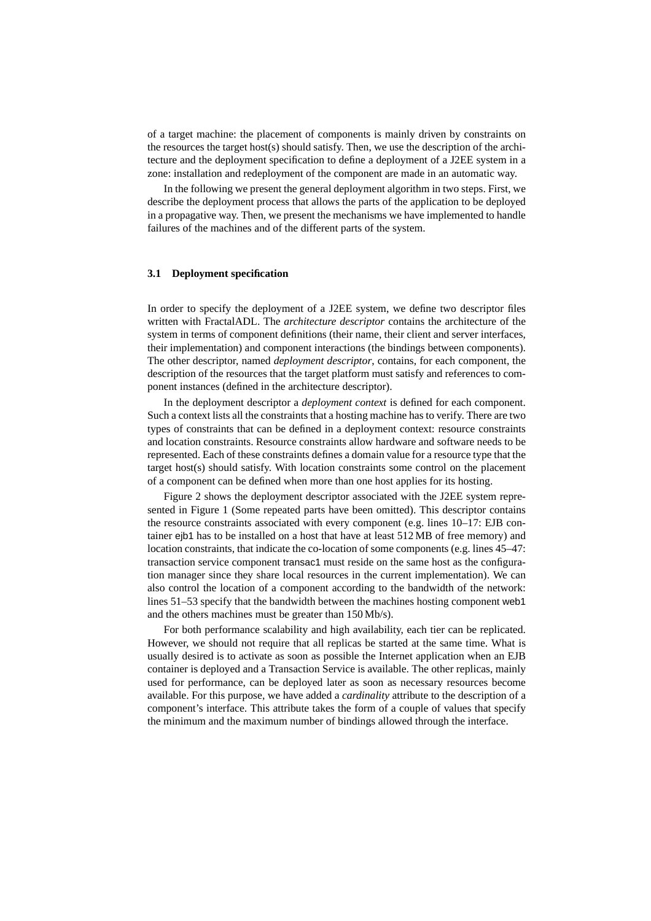of a target machine: the placement of components is mainly driven by constraints on the resources the target host(s) should satisfy. Then, we use the description of the architecture and the deployment specification to define a deployment of a J2EE system in a zone: installation and redeployment of the component are made in an automatic way.

In the following we present the general deployment algorithm in two steps. First, we describe the deployment process that allows the parts of the application to be deployed in a propagative way. Then, we present the mechanisms we have implemented to handle failures of the machines and of the different parts of the system.

### 3.1 Deployment specification

In order to specify the deployment of a J2EE system, we define two descriptor files written with FractalADL. The *architecture descriptor* contains the architecture of the system in terms of component definitions (their name, their client and server interfaces, their implementation) and component interactions (the bindings between components). The other descriptor, named *deployment descriptor*, contains, for each component, the description of the resources that the target platform must satisfy and references to component instances (defined in the architecture descriptor).

In the deployment descriptor a *deployment context* is defined for each component. Such a context lists all the constraints that a hosting machine has to verify. There are two types of constraints that can be defined in a deployment context: resource constraints and location constraints. Resource constraints allow hardware and software needs to be represented. Each of these constraints defines a domain value for a resource type that the target host(s) should satisfy. With location constraints some control on the placement of a component can be defined when more than one host applies for its hosting.

Figure 2 shows the deployment descriptor associated with the J2EE system represented in Figure 1 (Some repeated parts have been omitted). This descriptor contains the resource constraints associated with every component (e.g. lines 10–17: EJB container ejb1 has to be installed on a host that have at least 512 MB of free memory) and location constraints, that indicate the co-location of some components (e.g. lines 45–47: transaction service component transac1 must reside on the same host as the configuration manager since they share local resources in the current implementation). We can also control the location of a component according to the bandwidth of the network: lines 51–53 specify that the bandwidth between the machines hosting component web1 and the others machines must be greater than 150 Mb/s).

For both performance scalability and high availability, each tier can be replicated. However, we should not require that all replicas be started at the same time. What is usually desired is to activate as soon as possible the Internet application when an EJB container is deployed and a Transaction Service is available. The other replicas, mainly used for performance, can be deployed later as soon as necessary resources become available. For this purpose, we have added a *cardinality* attribute to the description of a component's interface. This attribute takes the form of a couple of values that specify the minimum and the maximum number of bindings allowed through the interface.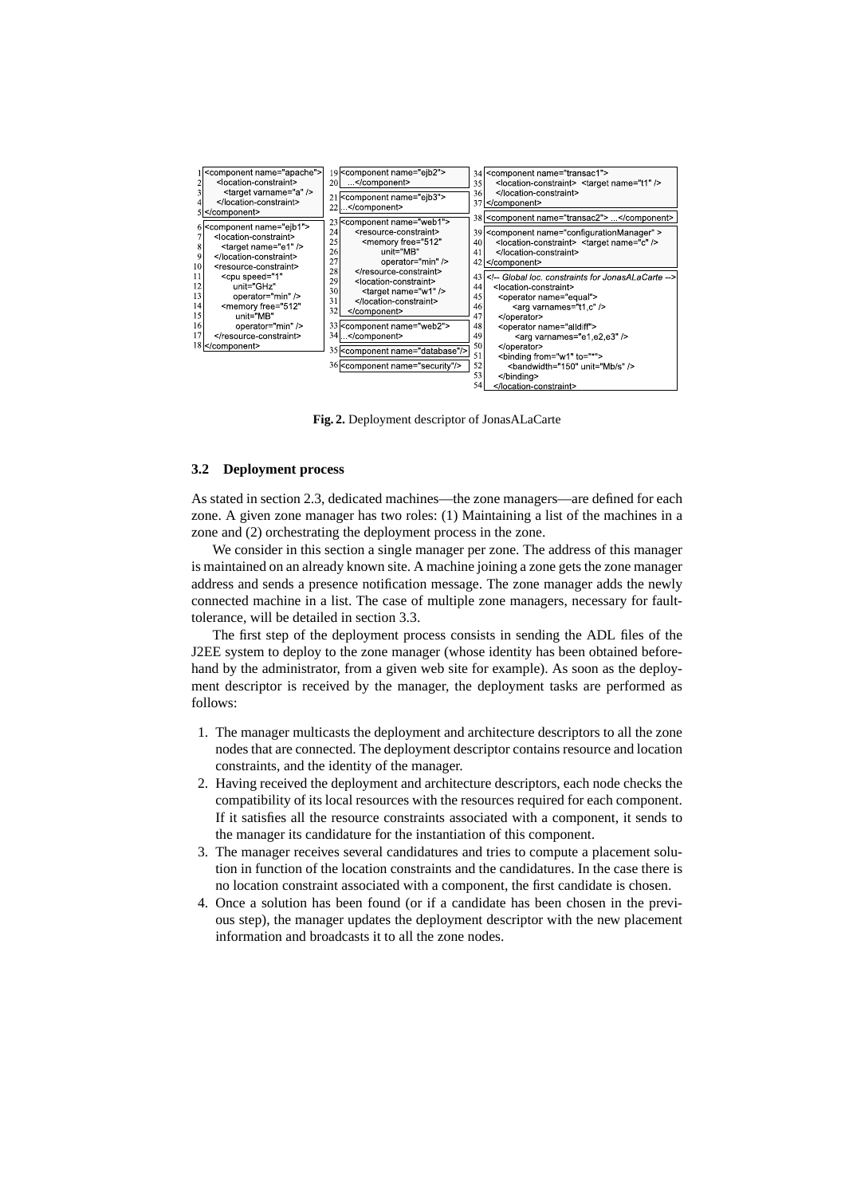```
 1 <component name="apache">
 2   <location-constraint>
 3     <target varname="a" />
 4   </location-constraint>
 5 </component>

 6 <component name="ejb1">
 7   <location-constraint>
 8     <target name="e1" />
 9   </location-constraint>
10   <resource-constraint>
11     <cpu speed="1"
12          unit="GHz"
13          operator="min" />
14     <memory free="512"
15          unit="MB"
16          operator="min" />
17   </resource-constraint>
18 </component>

19 <component name="ejb2">
20   ...</component>

21 <component name="ejb3">
22 ...</component>

23 <component name="web1">
24   <resource-constraint>
25     <memory free="512"
26          unit="MB"
27          operator="min" />
28   </resource-constraint>
29   <location-constraint>
30     <target name="w1" />
31   </location-constraint>
32 </component>

33 <component name="web2">
34 ...</component>

35 <component name="database"/>

36 <component name="security"/>

34 <component name="transac1">
35   <location-constraint>  <target name="t1" />
36   </location-constraint>
37 </component>

38 <component name="transac2"> ...</component>

39 <component name="configurationManager" >
40   <location-constraint>  <target name="c" />
41   </location-constraint>
42 </component>

43 <!-- Global loc. constraints for JonasALaCarte -->
44   <location-constraint>
45     <operator name="equal">
46       <arg varnames="t1,c" />
47     </operator>
48     <operator name="alldiff">
49       <arg varnames="e1,e2,e3" />
50     </operator>
51     <binding from="w1" to="*">
52       <bandwidth="150" unit="Mb/s" />
53     </binding>
54   </location-constraint>
```

**Fig. 2.** Deployment descriptor of JonasALaCarte

### 3.2 Deployment process

As stated in section 2.3, dedicated machines—the zone managers—are defined for each zone. A given zone manager has two roles: (1) Maintaining a list of the machines in a zone and (2) orchestrating the deployment process in the zone.

We consider in this section a single manager per zone. The address of this manager is maintained on an already known site. A machine joining a zone gets the zone manager address and sends a presence notification message. The zone manager adds the newly connected machine in a list. The case of multiple zone managers, necessary for fault-tolerance, will be detailed in section 3.3.

The first step of the deployment process consists in sending the ADL files of the J2EE system to deploy to the zone manager (whose identity has been obtained beforehand by the administrator, from a given web site for example). As soon as the deployment descriptor is received by the manager, the deployment tasks are performed as follows:

1. The manager multicasts the deployment and architecture descriptors to all the zone nodes that are connected. The deployment descriptor contains resource and location constraints, and the identity of the manager.
2. Having received the deployment and architecture descriptors, each node checks the compatibility of its local resources with the resources required for each component. If it satisfies all the resource constraints associated with a component, it sends to the manager its candidature for the instantiation of this component.
3. The manager receives several candidatures and tries to compute a placement solution in function of the location constraints and the candidatures. In the case there is no location constraint associated with a component, the first candidate is chosen.
4. Once a solution has been found (or if a candidate has been chosen in the previous step), the manager updates the deployment descriptor with the new placement information and broadcasts it to all the zone nodes.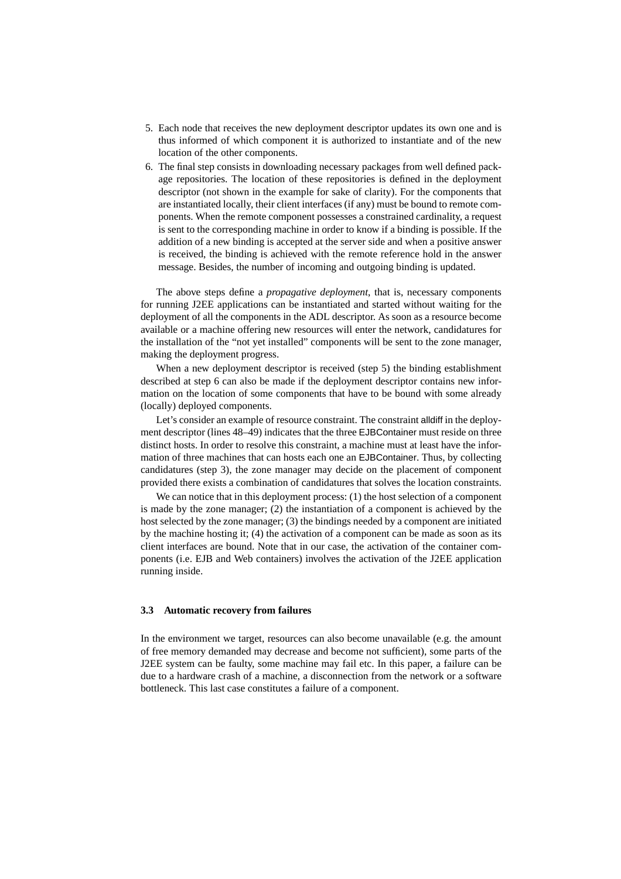5. Each node that receives the new deployment descriptor updates its own one and is thus informed of which component it is authorized to instantiate and of the new location of the other components.
6. The final step consists in downloading necessary packages from well defined package repositories. The location of these repositories is defined in the deployment descriptor (not shown in the example for sake of clarity). For the components that are instantiated locally, their client interfaces (if any) must be bound to remote components. When the remote component possesses a constrained cardinality, a request is sent to the corresponding machine in order to know if a binding is possible. If the addition of a new binding is accepted at the server side and when a positive answer is received, the binding is achieved with the remote reference hold in the answer message. Besides, the number of incoming and outgoing binding is updated.

The above steps define a *propagative deployment*, that is, necessary components for running J2EE applications can be instantiated and started without waiting for the deployment of all the components in the ADL descriptor. As soon as a resource become available or a machine offering new resources will enter the network, candidatures for the installation of the "not yet installed" components will be sent to the zone manager, making the deployment progress.

When a new deployment descriptor is received (step 5) the binding establishment described at step 6 can also be made if the deployment descriptor contains new information on the location of some components that have to be bound with some already (locally) deployed components.

Let's consider an example of resource constraint. The constraint alldiff in the deployment descriptor (lines 48–49) indicates that the three EJBContainer must reside on three distinct hosts. In order to resolve this constraint, a machine must at least have the information of three machines that can hosts each one an EJBContainer. Thus, by collecting candidatures (step 3), the zone manager may decide on the placement of component provided there exists a combination of candidatures that solves the location constraints.

We can notice that in this deployment process: (1) the host selection of a component is made by the zone manager; (2) the instantiation of a component is achieved by the host selected by the zone manager; (3) the bindings needed by a component are initiated by the machine hosting it; (4) the activation of a component can be made as soon as its client interfaces are bound. Note that in our case, the activation of the container components (i.e. EJB and Web containers) involves the activation of the J2EE application running inside.

### 3.3 Automatic recovery from failures

In the environment we target, resources can also become unavailable (e.g. the amount of free memory demanded may decrease and become not sufficient), some parts of the J2EE system can be faulty, some machine may fail etc. In this paper, a failure can be due to a hardware crash of a machine, a disconnection from the network or a software bottleneck. This last case constitutes a failure of a component.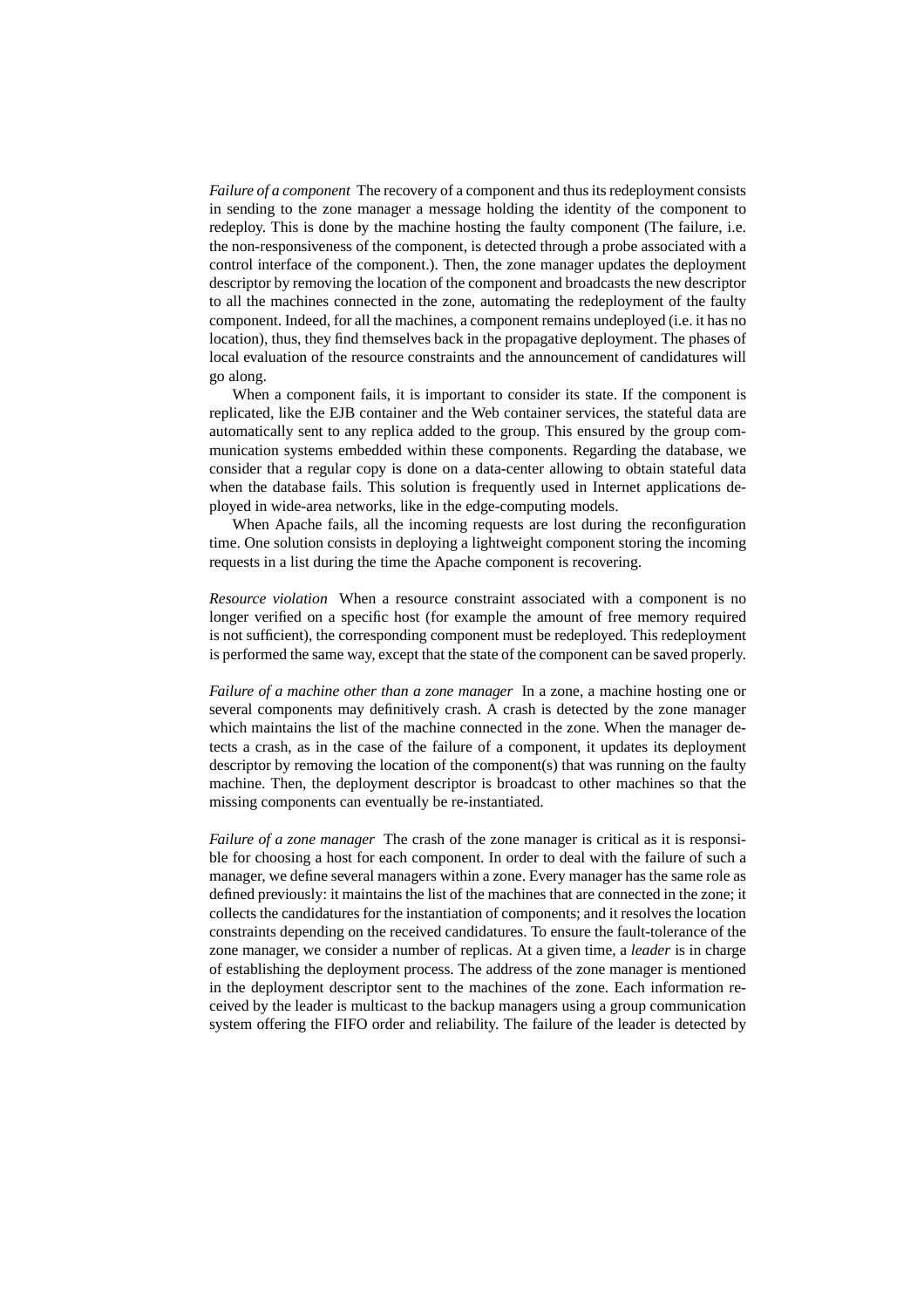*Failure of a component* The recovery of a component and thus its redeployment consists in sending to the zone manager a message holding the identity of the component to redeploy. This is done by the machine hosting the faulty component (The failure, i.e. the non-responsiveness of the component, is detected through a probe associated with a control interface of the component.). Then, the zone manager updates the deployment descriptor by removing the location of the component and broadcasts the new descriptor to all the machines connected in the zone, automating the redeployment of the faulty component. Indeed, for all the machines, a component remains undeployed (i.e. it has no location), thus, they find themselves back in the propagative deployment. The phases of local evaluation of the resource constraints and the announcement of candidatures will go along.

When a component fails, it is important to consider its state. If the component is replicated, like the EJB container and the Web container services, the stateful data are automatically sent to any replica added to the group. This ensured by the group communication systems embedded within these components. Regarding the database, we consider that a regular copy is done on a data-center allowing to obtain stateful data when the database fails. This solution is frequently used in Internet applications deployed in wide-area networks, like in the edge-computing models.

When Apache fails, all the incoming requests are lost during the reconfiguration time. One solution consists in deploying a lightweight component storing the incoming requests in a list during the time the Apache component is recovering.

*Resource violation* When a resource constraint associated with a component is no longer verified on a specific host (for example the amount of free memory required is not sufficient), the corresponding component must be redeployed. This redeployment is performed the same way, except that the state of the component can be saved properly.

*Failure of a machine other than a zone manager* In a zone, a machine hosting one or several components may definitively crash. A crash is detected by the zone manager which maintains the list of the machine connected in the zone. When the manager detects a crash, as in the case of the failure of a component, it updates its deployment descriptor by removing the location of the component(s) that was running on the faulty machine. Then, the deployment descriptor is broadcast to other machines so that the missing components can eventually be re-instantiated.

*Failure of a zone manager* The crash of the zone manager is critical as it is responsible for choosing a host for each component. In order to deal with the failure of such a manager, we define several managers within a zone. Every manager has the same role as defined previously: it maintains the list of the machines that are connected in the zone; it collects the candidatures for the instantiation of components; and it resolves the location constraints depending on the received candidatures. To ensure the fault-tolerance of the zone manager, we consider a number of replicas. At a given time, a *leader* is in charge of establishing the deployment process. The address of the zone manager is mentioned in the deployment descriptor sent to the machines of the zone. Each information received by the leader is multicast to the backup managers using a group communication system offering the FIFO order and reliability. The failure of the leader is detected by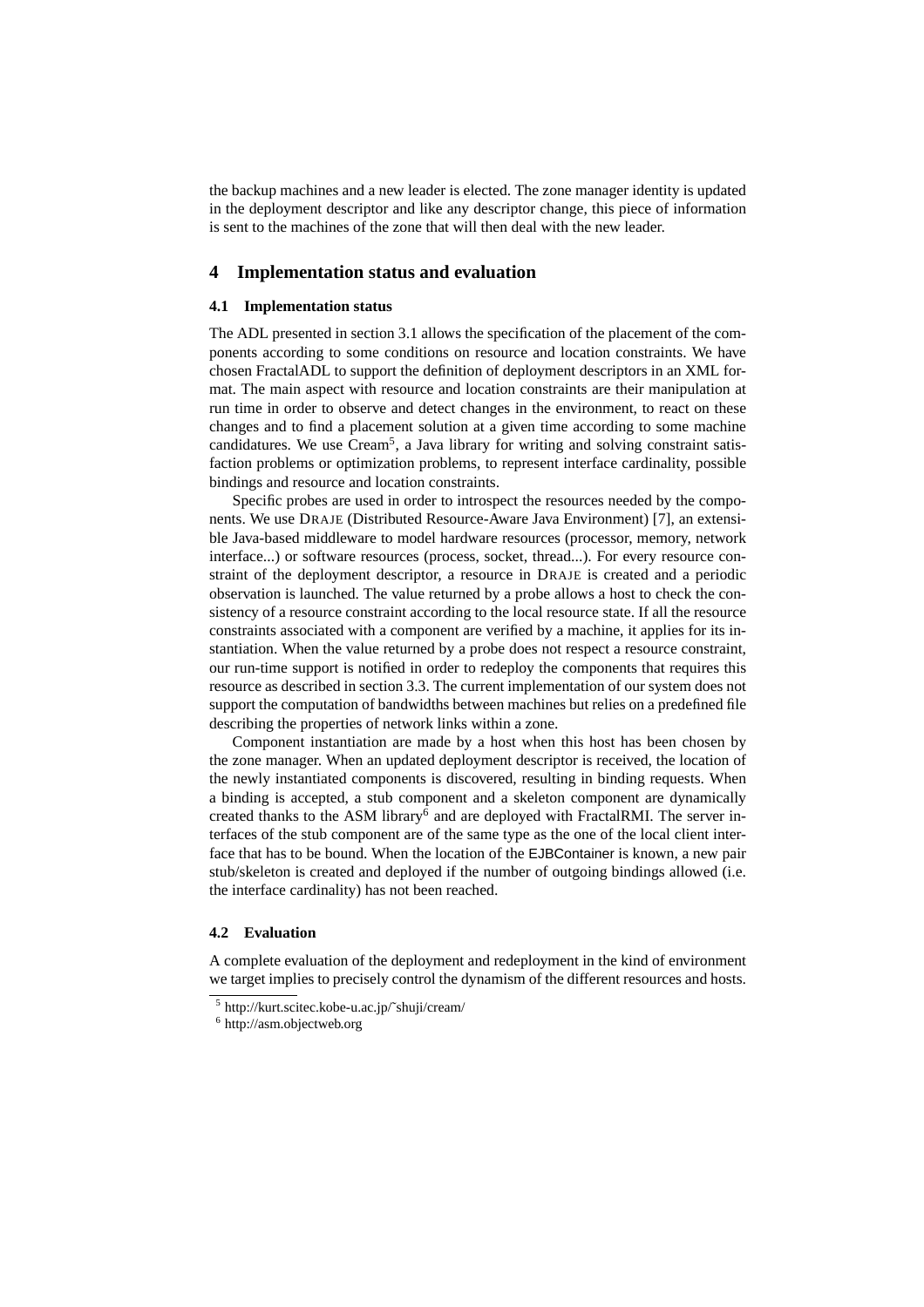the backup machines and a new leader is elected. The zone manager identity is updated in the deployment descriptor and like any descriptor change, this piece of information is sent to the machines of the zone that will then deal with the new leader.

# 4 Implementation status and evaluation

## 4.1 Implementation status

The ADL presented in section 3.1 allows the specification of the placement of the components according to some conditions on resource and location constraints. We have chosen FractalADL to support the definition of deployment descriptors in an XML format. The main aspect with resource and location constraints are their manipulation at run time in order to observe and detect changes in the environment, to react on these changes and to find a placement solution at a given time according to some machine candidatures. We use Cream[5], a Java library for writing and solving constraint satisfaction problems or optimization problems, to represent interface cardinality, possible bindings and resource and location constraints.

Specific probes are used in order to introspect the resources needed by the components. We use DRAJE (Distributed Resource-Aware Java Environment) [7], an extensible Java-based middleware to model hardware resources (processor, memory, network interface...) or software resources (process, socket, thread...). For every resource constraint of the deployment descriptor, a resource in DRAJE is created and a periodic observation is launched. The value returned by a probe allows a host to check the consistency of a resource constraint according to the local resource state. If all the resource constraints associated with a component are verified by a machine, it applies for its instantiation. When the value returned by a probe does not respect a resource constraint, our run-time support is notified in order to redeploy the components that requires this resource as described in section 3.3. The current implementation of our system does not support the computation of bandwidths between machines but relies on a predefined file describing the properties of network links within a zone.

Component instantiation are made by a host when this host has been chosen by the zone manager. When an updated deployment descriptor is received, the location of the newly instantiated components is discovered, resulting in binding requests. When a binding is accepted, a stub component and a skeleton component are dynamically created thanks to the ASM library[6] and are deployed with FractalRMI. The server interfaces of the stub component are of the same type as the one of the local client interface that has to be bound. When the location of the EJBContainer is known, a new pair stub/skeleton is created and deployed if the number of outgoing bindings allowed (i.e. the interface cardinality) has not been reached.

## 4.2 Evaluation

A complete evaluation of the deployment and redeployment in the kind of environment we target implies to precisely control the dynamism of the different resources and hosts.

[5] http://kurt.scitec.kobe-u.ac.jp/~shuji/cream/

[6] http://asm.objectweb.org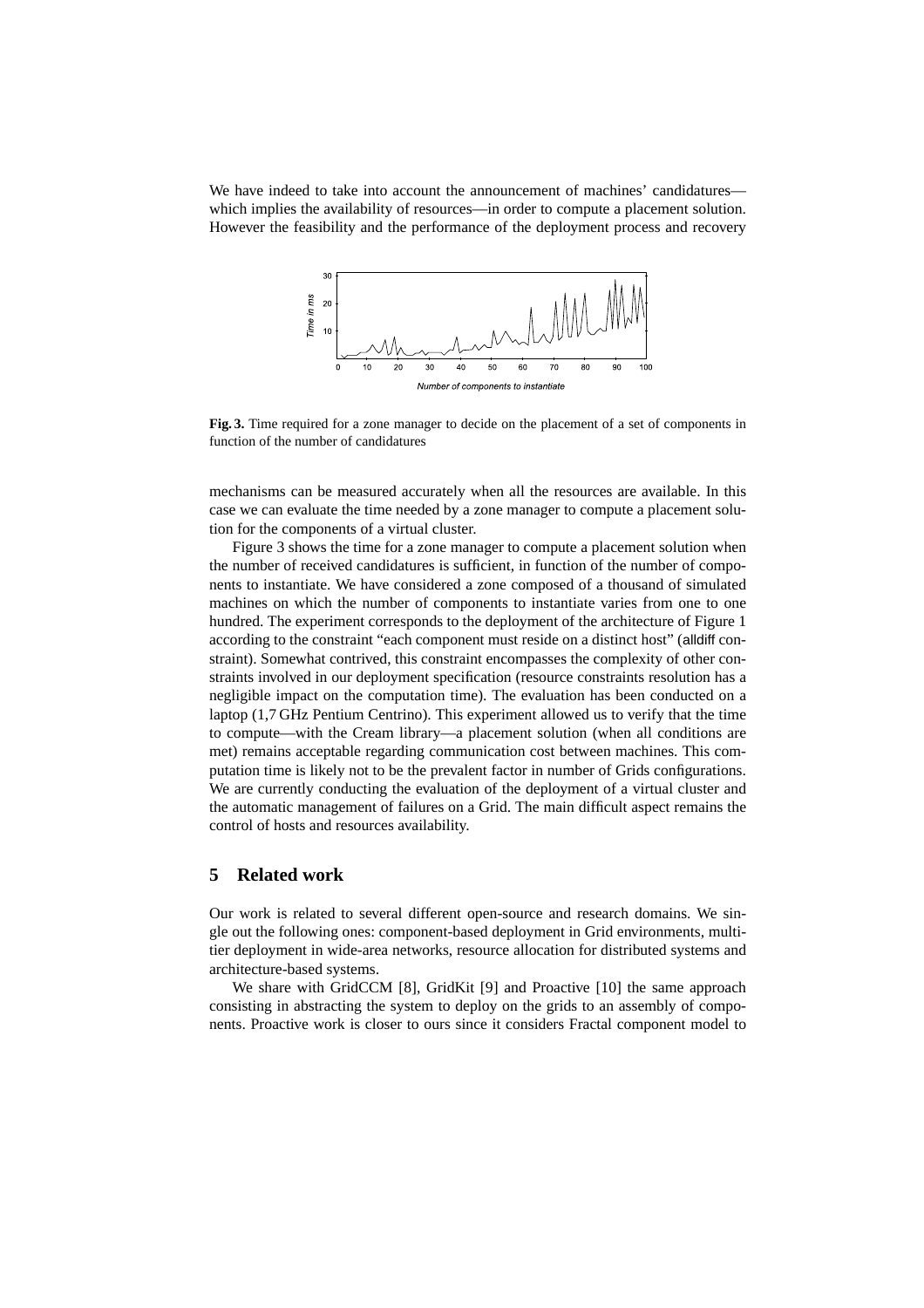We have indeed to take into account the announcement of machines' candidatures—which implies the availability of resources—in order to compute a placement solution. However the feasibility and the performance of the deployment process and recovery

**Fig. 3.** Time required for a zone manager to decide on the placement of a set of components in function of the number of candidatures

mechanisms can be measured accurately when all the resources are available. In this case we can evaluate the time needed by a zone manager to compute a placement solution for the components of a virtual cluster.

Figure 3 shows the time for a zone manager to compute a placement solution when the number of received candidatures is sufficient, in function of the number of components to instantiate. We have considered a zone composed of a thousand of simulated machines on which the number of components to instantiate varies from one to one hundred. The experiment corresponds to the deployment of the architecture of Figure 1 according to the constraint "each component must reside on a distinct host" (alldiff constraint). Somewhat contrived, this constraint encompasses the complexity of other constraints involved in our deployment specification (resource constraints resolution has a negligible impact on the computation time). The evaluation has been conducted on a laptop (1,7 GHz Pentium Centrino). This experiment allowed us to verify that the time to compute—with the Cream library—a placement solution (when all conditions are met) remains acceptable regarding communication cost between machines. This computation time is likely not to be the prevalent factor in number of Grids configurations. We are currently conducting the evaluation of the deployment of a virtual cluster and the automatic management of failures on a Grid. The main difficult aspect remains the control of hosts and resources availability.

## 5 Related work

Our work is related to several different open-source and research domains. We single out the following ones: component-based deployment in Grid environments, multi-tier deployment in wide-area networks, resource allocation for distributed systems and architecture-based systems.

We share with GridCCM [8], GridKit [9] and Proactive [10] the same approach consisting in abstracting the system to deploy on the grids to an assembly of components. Proactive work is closer to ours since it considers Fractal component model to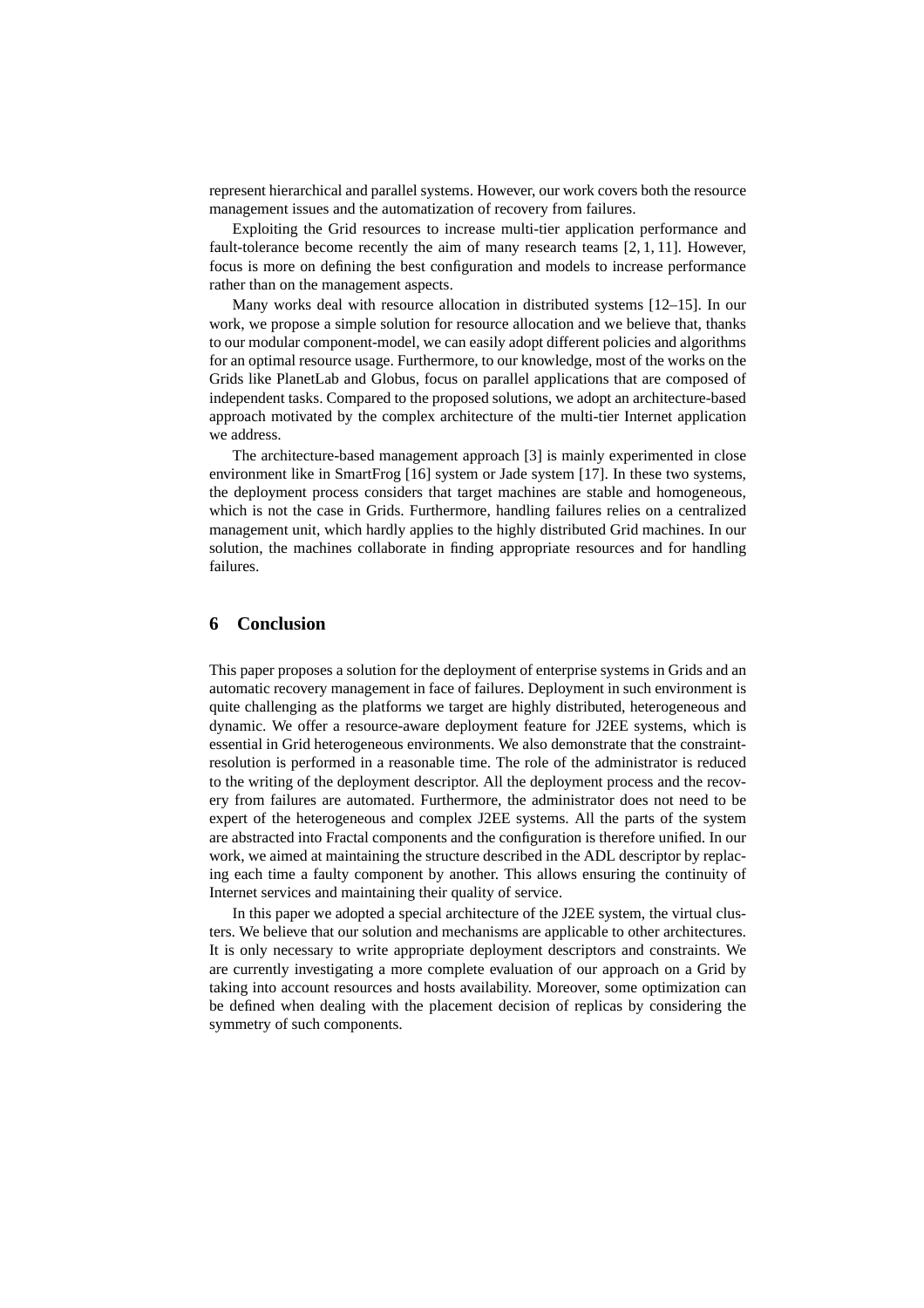represent hierarchical and parallel systems. However, our work covers both the resource management issues and the automatization of recovery from failures.

Exploiting the Grid resources to increase multi-tier application performance and fault-tolerance become recently the aim of many research teams [2, 1, 11]. However, focus is more on defining the best configuration and models to increase performance rather than on the management aspects.

Many works deal with resource allocation in distributed systems [12–15]. In our work, we propose a simple solution for resource allocation and we believe that, thanks to our modular component-model, we can easily adopt different policies and algorithms for an optimal resource usage. Furthermore, to our knowledge, most of the works on the Grids like PlanetLab and Globus, focus on parallel applications that are composed of independent tasks. Compared to the proposed solutions, we adopt an architecture-based approach motivated by the complex architecture of the multi-tier Internet application we address.

The architecture-based management approach [3] is mainly experimented in close environment like in SmartFrog [16] system or Jade system [17]. In these two systems, the deployment process considers that target machines are stable and homogeneous, which is not the case in Grids. Furthermore, handling failures relies on a centralized management unit, which hardly applies to the highly distributed Grid machines. In our solution, the machines collaborate in finding appropriate resources and for handling failures.

## 6 Conclusion

This paper proposes a solution for the deployment of enterprise systems in Grids and an automatic recovery management in face of failures. Deployment in such environment is quite challenging as the platforms we target are highly distributed, heterogeneous and dynamic. We offer a resource-aware deployment feature for J2EE systems, which is essential in Grid heterogeneous environments. We also demonstrate that the constraint-resolution is performed in a reasonable time. The role of the administrator is reduced to the writing of the deployment descriptor. All the deployment process and the recovery from failures are automated. Furthermore, the administrator does not need to be expert of the heterogeneous and complex J2EE systems. All the parts of the system are abstracted into Fractal components and the configuration is therefore unified. In our work, we aimed at maintaining the structure described in the ADL descriptor by replacing each time a faulty component by another. This allows ensuring the continuity of Internet services and maintaining their quality of service.

In this paper we adopted a special architecture of the J2EE system, the virtual clusters. We believe that our solution and mechanisms are applicable to other architectures. It is only necessary to write appropriate deployment descriptors and constraints. We are currently investigating a more complete evaluation of our approach on a Grid by taking into account resources and hosts availability. Moreover, some optimization can be defined when dealing with the placement decision of replicas by considering the symmetry of such components.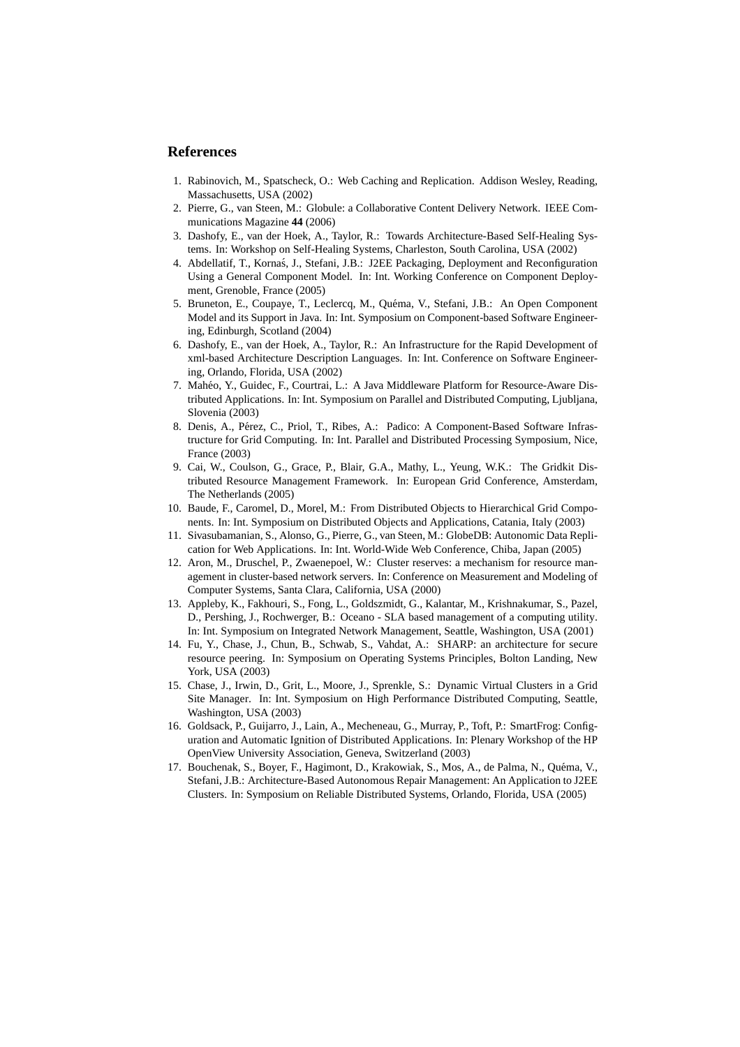## References

1. Rabinovich, M., Spatscheck, O.: Web Caching and Replication. Addison Wesley, Reading, Massachusetts, USA (2002)
2. Pierre, G., van Steen, M.: Globule: a Collaborative Content Delivery Network. IEEE Communications Magazine **44** (2006)
3. Dashofy, E., van der Hoek, A., Taylor, R.: Towards Architecture-Based Self-Healing Systems. In: Workshop on Self-Healing Systems, Charleston, South Carolina, USA (2002)
4. Abdellatif, T., Kornaś, J., Stefani, J.B.: J2EE Packaging, Deployment and Reconfiguration Using a General Component Model. In: Int. Working Conference on Component Deployment, Grenoble, France (2005)
5. Bruneton, E., Coupaye, T., Leclercq, M., Quéma, V., Stefani, J.B.: An Open Component Model and its Support in Java. In: Int. Symposium on Component-based Software Engineering, Edinburgh, Scotland (2004)
6. Dashofy, E., van der Hoek, A., Taylor, R.: An Infrastructure for the Rapid Development of xml-based Architecture Description Languages. In: Int. Conference on Software Engineering, Orlando, Florida, USA (2002)
7. Mahéo, Y., Guidec, F., Courtrai, L.: A Java Middleware Platform for Resource-Aware Distributed Applications. In: Int. Symposium on Parallel and Distributed Computing, Ljubljana, Slovenia (2003)
8. Denis, A., Pérez, C., Priol, T., Ribes, A.: Padico: A Component-Based Software Infrastructure for Grid Computing. In: Int. Parallel and Distributed Processing Symposium, Nice, France (2003)
9. Cai, W., Coulson, G., Grace, P., Blair, G.A., Mathy, L., Yeung, W.K.: The Gridkit Distributed Resource Management Framework. In: European Grid Conference, Amsterdam, The Netherlands (2005)
10. Baude, F., Caromel, D., Morel, M.: From Distributed Objects to Hierarchical Grid Components. In: Int. Symposium on Distributed Objects and Applications, Catania, Italy (2003)
11. Sivasubamanian, S., Alonso, G., Pierre, G., van Steen, M.: GlobeDB: Autonomic Data Replication for Web Applications. In: Int. World-Wide Web Conference, Chiba, Japan (2005)
12. Aron, M., Druschel, P., Zwaenepoel, W.: Cluster reserves: a mechanism for resource management in cluster-based network servers. In: Conference on Measurement and Modeling of Computer Systems, Santa Clara, California, USA (2000)
13. Appleby, K., Fakhouri, S., Fong, L., Goldszmidt, G., Kalantar, M., Krishnakumar, S., Pazel, D., Pershing, J., Rochwerger, B.: Oceano - SLA based management of a computing utility. In: Int. Symposium on Integrated Network Management, Seattle, Washington, USA (2001)
14. Fu, Y., Chase, J., Chun, B., Schwab, S., Vahdat, A.: SHARP: an architecture for secure resource peering. In: Symposium on Operating Systems Principles, Bolton Landing, New York, USA (2003)
15. Chase, J., Irwin, D., Grit, L., Moore, J., Sprenkle, S.: Dynamic Virtual Clusters in a Grid Site Manager. In: Int. Symposium on High Performance Distributed Computing, Seattle, Washington, USA (2003)
16. Goldsack, P., Guijarro, J., Lain, A., Mecheneau, G., Murray, P., Toft, P.: SmartFrog: Configuration and Automatic Ignition of Distributed Applications. In: Plenary Workshop of the HP OpenView University Association, Geneva, Switzerland (2003)
17. Bouchenak, S., Boyer, F., Hagimont, D., Krakowiak, S., Mos, A., de Palma, N., Quéma, V., Stefani, J.B.: Architecture-Based Autonomous Repair Management: An Application to J2EE Clusters. In: Symposium on Reliable Distributed Systems, Orlando, Florida, USA (2005)